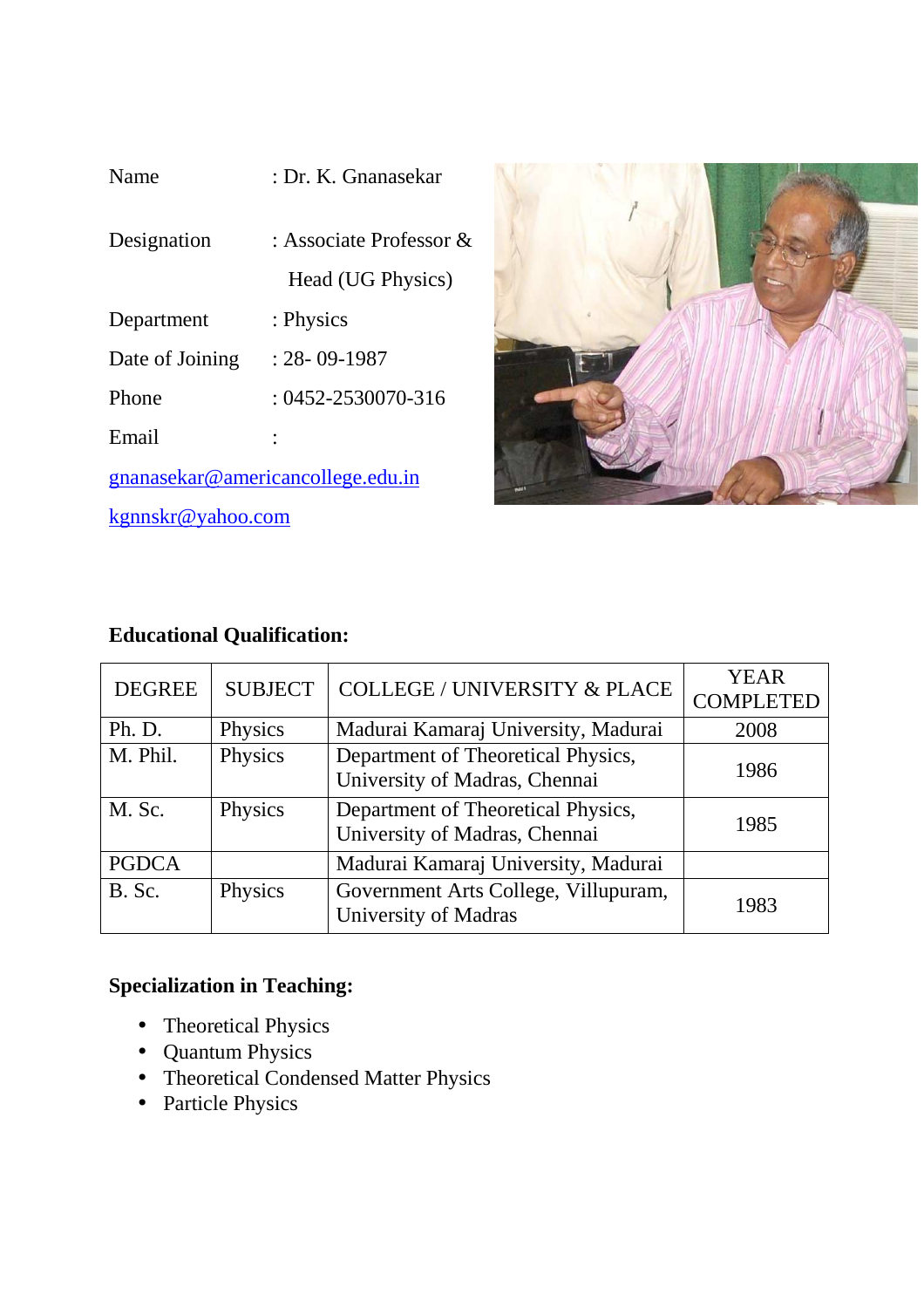Name : Dr. K. Gnanasekar

Designation : Associate Professor & Head (UG Physics)

Department : Physics

Date of Joining : 28- 09-1987

Phone : 0452-2530070-316

Email :

gnanasekar@americancollege.edu.in

kgnnskr@yahoo.com

**Educational Qualification:**

| DEGREE | SUBJECT | COLLEGE / UNIVERSITY & PLACE | YEAR COMPLETED |
|---|---|---|---|
| Ph. D. | Physics | Madurai Kamaraj University, Madurai | 2008 |
| M. Phil. | Physics | Department of Theoretical Physics, University of Madras, Chennai | 1986 |
| M. Sc. | Physics | Department of Theoretical Physics, University of Madras, Chennai | 1985 |
| PGDCA | | Madurai Kamaraj University, Madurai | |
| B. Sc. | Physics | Government Arts College, Villupuram, University of Madras | 1983 |

**Specialization in Teaching:**

- Theoretical Physics
- Quantum Physics
- Theoretical Condensed Matter Physics
- Particle Physics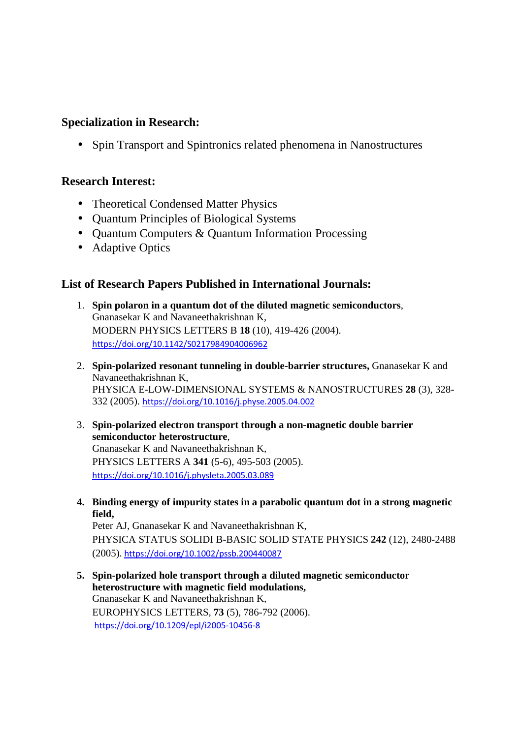## Specialization in Research:

- Spin Transport and Spintronics related phenomena in Nanostructures

## Research Interest:

- Theoretical Condensed Matter Physics
- Quantum Principles of Biological Systems
- Quantum Computers & Quantum Information Processing
- Adaptive Optics

## List of Research Papers Published in International Journals:

1. **Spin polaron in a quantum dot of the diluted magnetic semiconductors**, Gnanasekar K and Navaneethakrishnan K, MODERN PHYSICS LETTERS B **18** (10), 419-426 (2004). https://doi.org/10.1142/S0217984904006962

2. **Spin-polarized resonant tunneling in double-barrier structures,** Gnanasekar K and Navaneethakrishnan K, PHYSICA E-LOW-DIMENSIONAL SYSTEMS & NANOSTRUCTURES **28** (3), 328-332 (2005). https://doi.org/10.1016/j.physe.2005.04.002

3. **Spin-polarized electron transport through a non-magnetic double barrier semiconductor heterostructure**, Gnanasekar K and Navaneethakrishnan K, PHYSICS LETTERS A **341** (5-6), 495-503 (2005). https://doi.org/10.1016/j.physleta.2005.03.089

4. **Binding energy of impurity states in a parabolic quantum dot in a strong magnetic field,** Peter AJ, Gnanasekar K and Navaneethakrishnan K, PHYSICA STATUS SOLIDI B-BASIC SOLID STATE PHYSICS **242** (12), 2480-2488 (2005). https://doi.org/10.1002/pssb.200440087

5. **Spin-polarized hole transport through a diluted magnetic semiconductor heterostructure with magnetic field modulations,** Gnanasekar K and Navaneethakrishnan K, EUROPHYSICS LETTERS, **73** (5), 786-792 (2006). https://doi.org/10.1209/epl/i2005-10456-8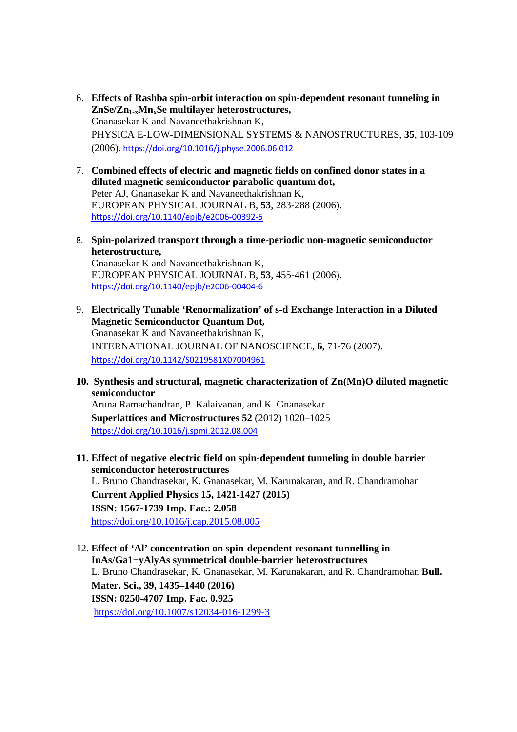6. **Effects of Rashba spin-orbit interaction on spin-dependent resonant tunneling in $ZnSe/Zn_{1-x}Mn_xSe$ multilayer heterostructures,**
   Gnanasekar K and Navaneethakrishnan K,
   PHYSICA E-LOW-DIMENSIONAL SYSTEMS & NANOSTRUCTURES, **35**, 103-109 (2006). https://doi.org/10.1016/j.physe.2006.06.012

7. **Combined effects of electric and magnetic fields on confined donor states in a diluted magnetic semiconductor parabolic quantum dot,**
   Peter AJ, Gnanasekar K and Navaneethakrishnan K,
   EUROPEAN PHYSICAL JOURNAL B, **53**, 283-288 (2006).
   https://doi.org/10.1140/epjb/e2006-00392-5

8. **Spin-polarized transport through a time-periodic non-magnetic semiconductor heterostructure,**
   Gnanasekar K and Navaneethakrishnan K,
   EUROPEAN PHYSICAL JOURNAL B, **53**, 455-461 (2006).
   https://doi.org/10.1140/epjb/e2006-00404-6

9. **Electrically Tunable 'Renormalization' of s-d Exchange Interaction in a Diluted Magnetic Semiconductor Quantum Dot,**
   Gnanasekar K and Navaneethakrishnan K,
   INTERNATIONAL JOURNAL OF NANOSCIENCE, **6**, 71-76 (2007).
   https://doi.org/10.1142/S0219581X07004961

10. **Synthesis and structural, magnetic characterization of Zn(Mn)O diluted magnetic semiconductor**
    Aruna Ramachandran, P. Kalaivanan, and K. Gnanasekar
    **Superlattices and Microstructures 52** (2012) 1020–1025
    https://doi.org/10.1016/j.spmi.2012.08.004

11. **Effect of negative electric field on spin-dependent tunneling in double barrier semiconductor heterostructures**
    L. Bruno Chandrasekar, K. Gnanasekar, M. Karunakaran, and R. Chandramohan
    **Current Applied Physics 15, 1421-1427 (2015)**
    **ISSN: 1567-1739 Imp. Fac.: 2.058**
    https://doi.org/10.1016/j.cap.2015.08.005

12. **Effect of 'Al' concentration on spin-dependent resonant tunnelling in $InAs/Ga_{1-y}Al_yAs$ symmetrical double-barrier heterostructures**
    L. Bruno Chandrasekar, K. Gnanasekar, M. Karunakaran, and R. Chandramohan **Bull. Mater. Sci., 39, 1435–1440 (2016)**
    **ISSN: 0250-4707 Imp. Fac. 0.925**
    https://doi.org/10.1007/s12034-016-1299-3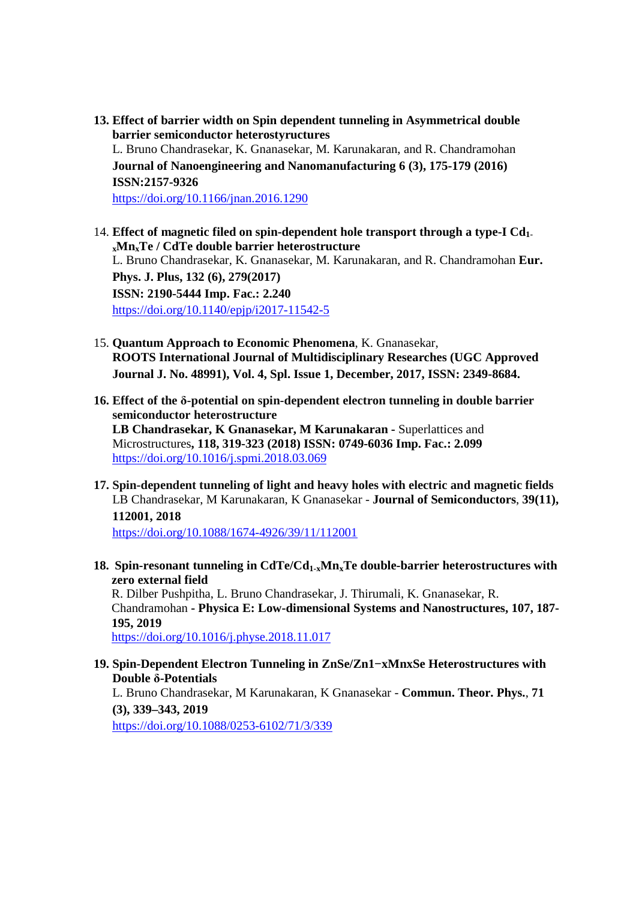13. **Effect of barrier width on Spin dependent tunneling in Asymmetrical double barrier semiconductor heterostyructures**
    L. Bruno Chandrasekar, K. Gnanasekar, M. Karunakaran, and R. Chandramohan
    **Journal of Nanoengineering and Nanomanufacturing 6 (3), 175-179 (2016)**
    **ISSN:2157-9326**
    https://doi.org/10.1166/jnan.2016.1290

14. **Effect of magnetic filed on spin-dependent hole transport through a type-I $Cd_{1-x}Mn_xTe$ / CdTe double barrier heterostructure**
    L. Bruno Chandrasekar, K. Gnanasekar, M. Karunakaran, and R. Chandramohan **Eur. Phys. J. Plus, 132 (6), 279(2017)**
    **ISSN: 2190-5444 Imp. Fac.: 2.240**
    https://doi.org/10.1140/epjp/i2017-11542-5

15. **Quantum Approach to Economic Phenomena**, K. Gnanasekar, **ROOTS International Journal of Multidisciplinary Researches (UGC Approved Journal J. No. 48991), Vol. 4, Spl. Issue 1, December, 2017, ISSN: 2349-8684.**

16. **Effect of the δ-potential on spin-dependent electron tunneling in double barrier semiconductor heterostructure**
    **LB Chandrasekar, K Gnanasekar, M Karunakaran** - Superlattices and Microstructures**, 118, 319-323 (2018) ISSN: 0749-6036 Imp. Fac.: 2.099**
    https://doi.org/10.1016/j.spmi.2018.03.069

17. **Spin-dependent tunneling of light and heavy holes with electric and magnetic fields**
    LB Chandrasekar, M Karunakaran, K Gnanasekar - **Journal of Semiconductors**, **39(11), 112001, 2018**
    https://doi.org/10.1088/1674-4926/39/11/112001

18. **Spin-resonant tunneling in CdTe/$Cd_{1-x}Mn_xTe$ double-barrier heterostructures with zero external field**
    R. Dilber Pushpitha, L. Bruno Chandrasekar, J. Thirumali, K. Gnanasekar, R. Chandramohan - **Physica E: Low-dimensional Systems and Nanostructures, 107, 187-195, 2019**
    https://doi.org/10.1016/j.physe.2018.11.017

19. **Spin-Dependent Electron Tunneling in ZnSe/$Zn_{1-x}Mn_xSe$ Heterostructures with Double δ-Potentials**
    L. Bruno Chandrasekar, M Karunakaran, K Gnanasekar - **Commun. Theor. Phys.**, **71 (3), 339–343, 2019**
    https://doi.org/10.1088/0253-6102/71/3/339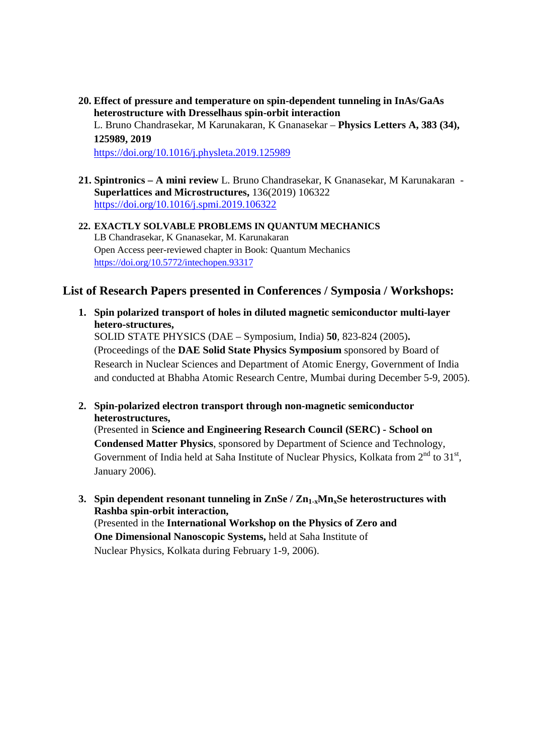20. **Effect of pressure and temperature on spin-dependent tunneling in InAs/GaAs heterostructure with Dresselhaus spin-orbit interaction**
    L. Bruno Chandrasekar, M Karunakaran, K Gnanasekar – **Physics Letters A, 383 (34), 125989, 2019**
    https://doi.org/10.1016/j.physleta.2019.125989

21. **Spintronics – A mini review** L. Bruno Chandrasekar, K Gnanasekar, M Karunakaran - **Superlattices and Microstructures,** 136(2019) 106322
    https://doi.org/10.1016/j.spmi.2019.106322

22. **EXACTLY SOLVABLE PROBLEMS IN QUANTUM MECHANICS**
    LB Chandrasekar, K Gnanasekar, M. Karunakaran
    Open Access peer-reviewed chapter in Book: Quantum Mechanics
    https://doi.org/10.5772/intechopen.93317

## List of Research Papers presented in Conferences / Symposia / Workshops:

1. **Spin polarized transport of holes in diluted magnetic semiconductor multi-layer hetero-structures,**
   SOLID STATE PHYSICS (DAE – Symposium, India) **50**, 823-824 (2005)**.**
   (Proceedings of the **DAE Solid State Physics Symposium** sponsored by Board of Research in Nuclear Sciences and Department of Atomic Energy, Government of India and conducted at Bhabha Atomic Research Centre, Mumbai during December 5-9, 2005).

2. **Spin-polarized electron transport through non-magnetic semiconductor heterostructures,**
   (Presented in **Science and Engineering Research Council (SERC) - School on Condensed Matter Physics**, sponsored by Department of Science and Technology, Government of India held at Saha Institute of Nuclear Physics, Kolkata from 2nd to 31st, January 2006).

3. **Spin dependent resonant tunneling in ZnSe / $Zn_{1-x}Mn_xSe$ heterostructures with Rashba spin-orbit interaction,**
   (Presented in the **International Workshop on the Physics of Zero and One Dimensional Nanoscopic Systems,** held at Saha Institute of Nuclear Physics, Kolkata during February 1-9, 2006).